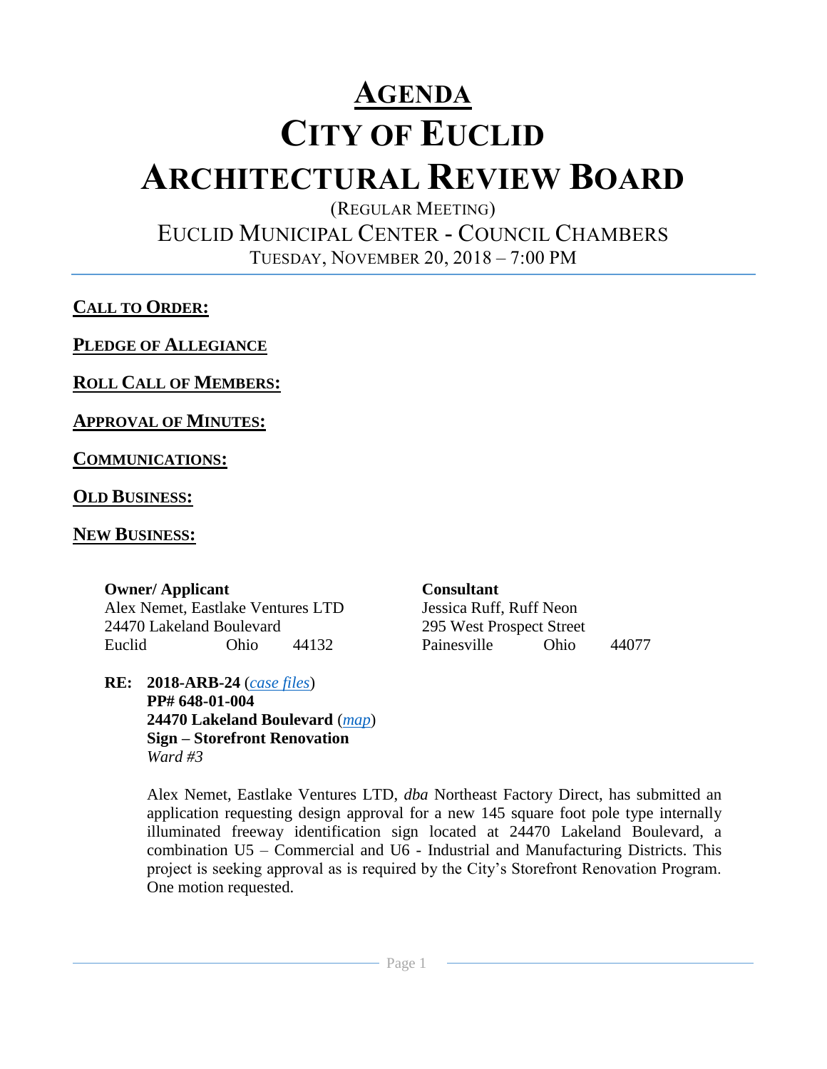# AGENDA

# CITY OF EUCLID

# ARCHITECTURAL REVIEW BOARD

(REGULAR MEETING)

EUCLID MUNICIPAL CENTER - COUNCIL CHAMBERS

TUESDAY, NOVEMBER 20, 2018 – 7:00 PM

---

**CALL TO ORDER:**

**PLEDGE OF ALLEGIANCE**

**ROLL CALL OF MEMBERS:**

**APPROVAL OF MINUTES:**

**COMMUNICATIONS:**

**OLD BUSINESS:**

**NEW BUSINESS:**

| **Owner/ Applicant** | **Consultant** |
| --- | --- |
| Alex Nemet, Eastlake Ventures LTD | Jessica Ruff, Ruff Neon |
| 24470 Lakeland Boulevard | 295 West Prospect Street |
| Euclid Ohio 44132 | Painesville Ohio 44077 |

**RE: 2018-ARB-24** (*case files*)
**PP# 648-01-004**
**24470 Lakeland Boulevard** (*map*)
**Sign – Storefront Renovation**
*Ward #3*

Alex Nemet, Eastlake Ventures LTD, *dba* Northeast Factory Direct, has submitted an application requesting design approval for a new 145 square foot pole type internally illuminated freeway identification sign located at 24470 Lakeland Boulevard, a combination U5 – Commercial and U6 - Industrial and Manufacturing Districts. This project is seeking approval as is required by the City's Storefront Renovation Program. One motion requested.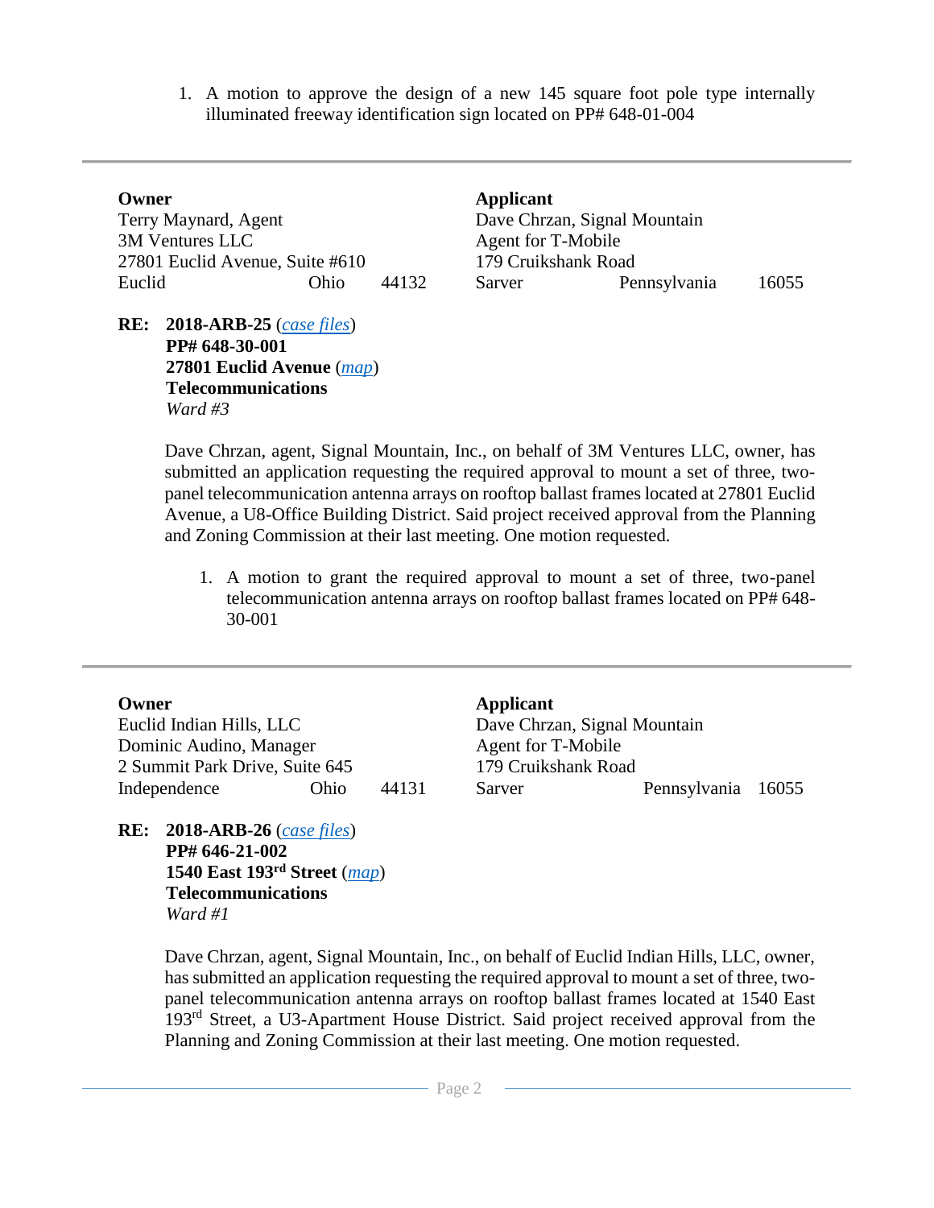1. A motion to approve the design of a new 145 square foot pole type internally illuminated freeway identification sign located on PP# 648-01-004

---

| **Owner** | | | **Applicant** | | |
|---|---|---|---|---|---|
| Terry Maynard, Agent | | | Dave Chrzan, Signal Mountain | | |
| 3M Ventures LLC | | | Agent for T-Mobile | | |
| 27801 Euclid Avenue, Suite #610 | | | 179 Cruikshank Road | | |
| Euclid | Ohio | 44132 | Sarver | Pennsylvania | 16055 |

**RE: 2018-ARB-25** (*case files*)
**PP# 648-30-001**
**27801 Euclid Avenue** (*map*)
**Telecommunications**
*Ward #3*

Dave Chrzan, agent, Signal Mountain, Inc., on behalf of 3M Ventures LLC, owner, has submitted an application requesting the required approval to mount a set of three, two-panel telecommunication antenna arrays on rooftop ballast frames located at 27801 Euclid Avenue, a U8-Office Building District. Said project received approval from the Planning and Zoning Commission at their last meeting. One motion requested.

1. A motion to grant the required approval to mount a set of three, two-panel telecommunication antenna arrays on rooftop ballast frames located on PP# 648-30-001

---

| **Owner** | | | **Applicant** | | |
|---|---|---|---|---|---|
| Euclid Indian Hills, LLC | | | Dave Chrzan, Signal Mountain | | |
| Dominic Audino, Manager | | | Agent for T-Mobile | | |
| 2 Summit Park Drive, Suite 645 | | | 179 Cruikshank Road | | |
| Independence | Ohio | 44131 | Sarver | Pennsylvania | 16055 |

**RE: 2018-ARB-26** (*case files*)
**PP# 646-21-002**
**1540 East 193rd Street** (*map*)
**Telecommunications**
*Ward #1*

Dave Chrzan, agent, Signal Mountain, Inc., on behalf of Euclid Indian Hills, LLC, owner, has submitted an application requesting the required approval to mount a set of three, two-panel telecommunication antenna arrays on rooftop ballast frames located at 1540 East 193rd Street, a U3-Apartment House District. Said project received approval from the Planning and Zoning Commission at their last meeting. One motion requested.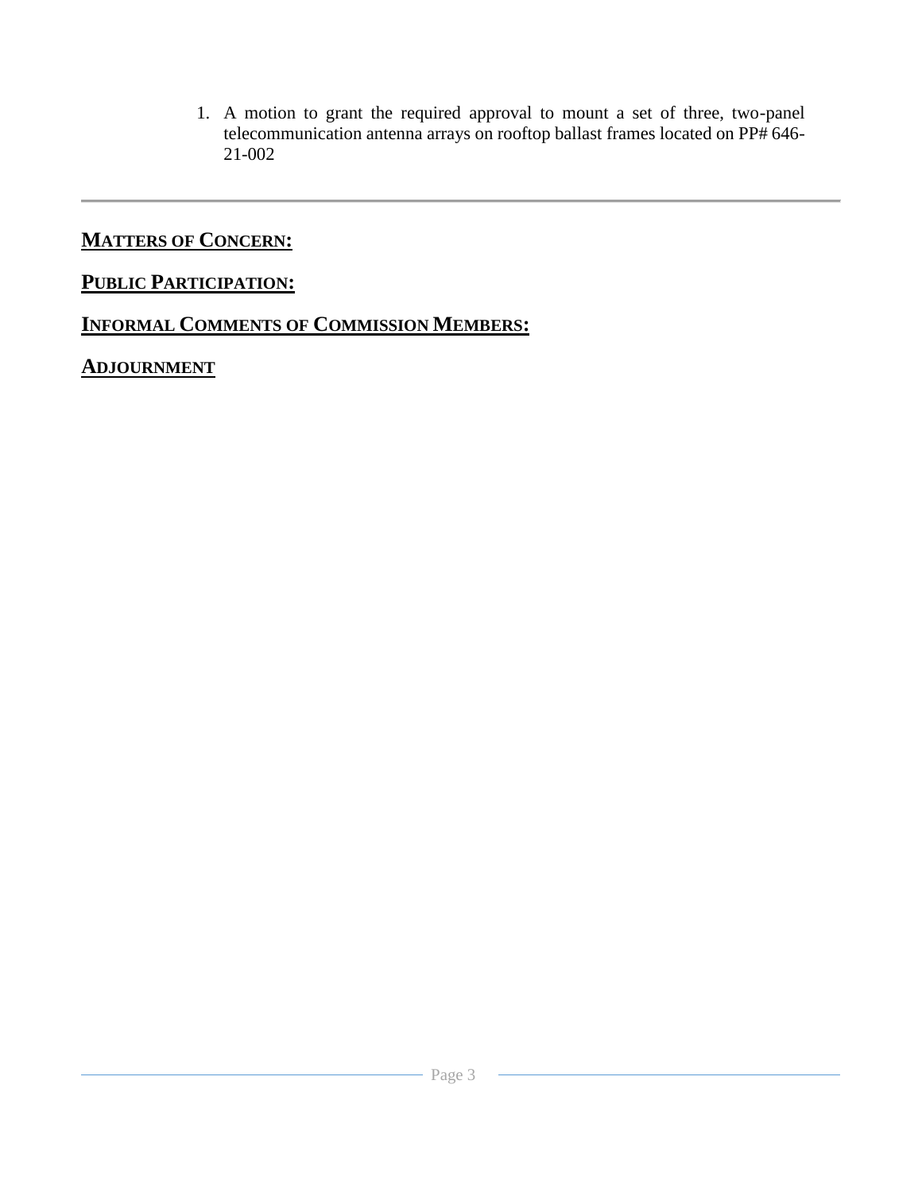1. A motion to grant the required approval to mount a set of three, two-panel telecommunication antenna arrays on rooftop ballast frames located on PP# 646-21-002

---

## MATTERS OF CONCERN:

## PUBLIC PARTICIPATION:

## INFORMAL COMMENTS OF COMMISSION MEMBERS:

## ADJOURNMENT